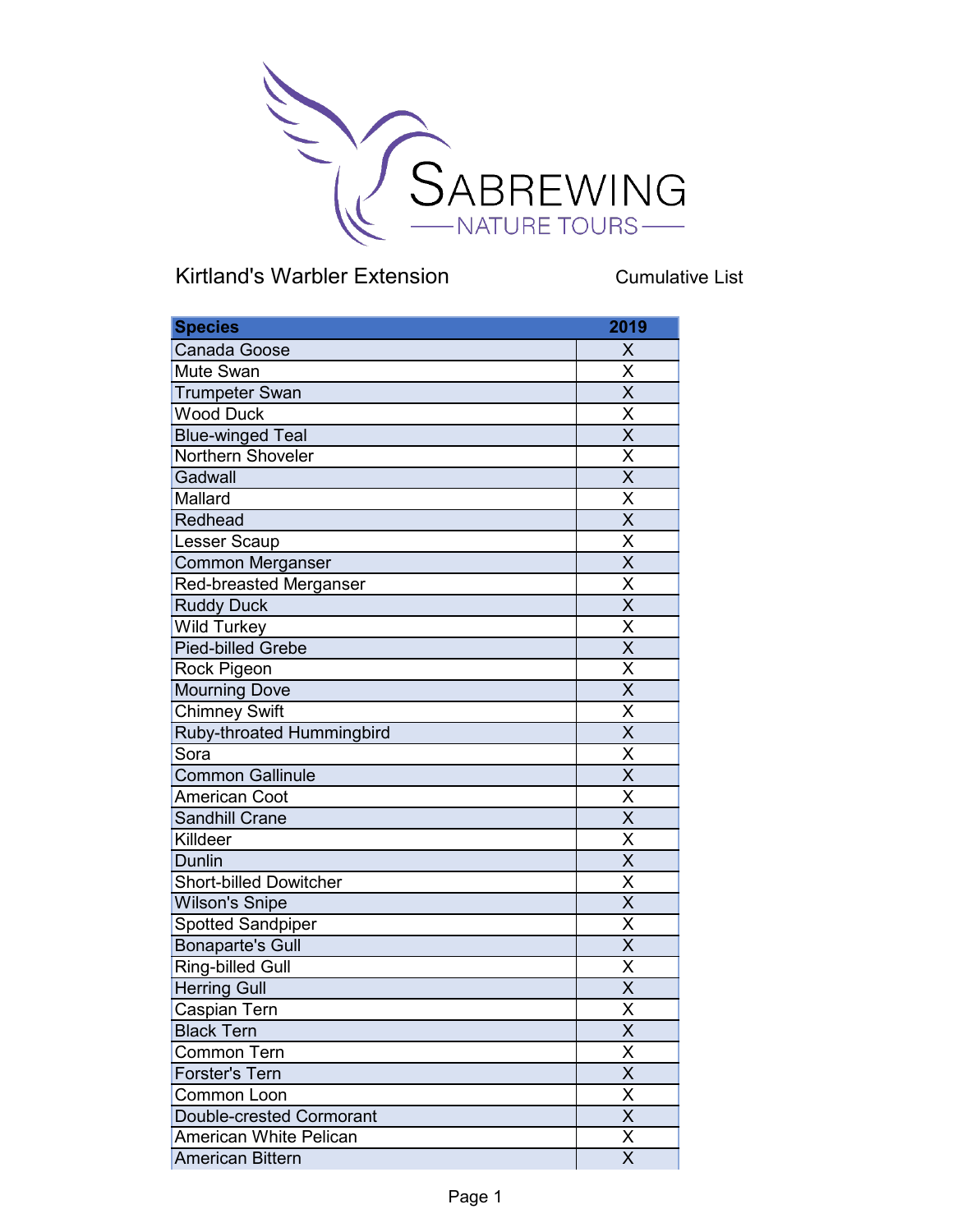# SABREWING NATURE TOURS

## Kirtland's Warbler Extension

Cumulative List

| Species | 2019 |
|---|---|
| Canada Goose | X |
| Mute Swan | X |
| Trumpeter Swan | X |
| Wood Duck | X |
| Blue-winged Teal | X |
| Northern Shoveler | X |
| Gadwall | X |
| Mallard | X |
| Redhead | X |
| Lesser Scaup | X |
| Common Merganser | X |
| Red-breasted Merganser | X |
| Ruddy Duck | X |
| Wild Turkey | X |
| Pied-billed Grebe | X |
| Rock Pigeon | X |
| Mourning Dove | X |
| Chimney Swift | X |
| Ruby-throated Hummingbird | X |
| Sora | X |
| Common Gallinule | X |
| American Coot | X |
| Sandhill Crane | X |
| Killdeer | X |
| Dunlin | X |
| Short-billed Dowitcher | X |
| Wilson's Snipe | X |
| Spotted Sandpiper | X |
| Bonaparte's Gull | X |
| Ring-billed Gull | X |
| Herring Gull | X |
| Caspian Tern | X |
| Black Tern | X |
| Common Tern | X |
| Forster's Tern | X |
| Common Loon | X |
| Double-crested Cormorant | X |
| American White Pelican | X |
| American Bittern | X |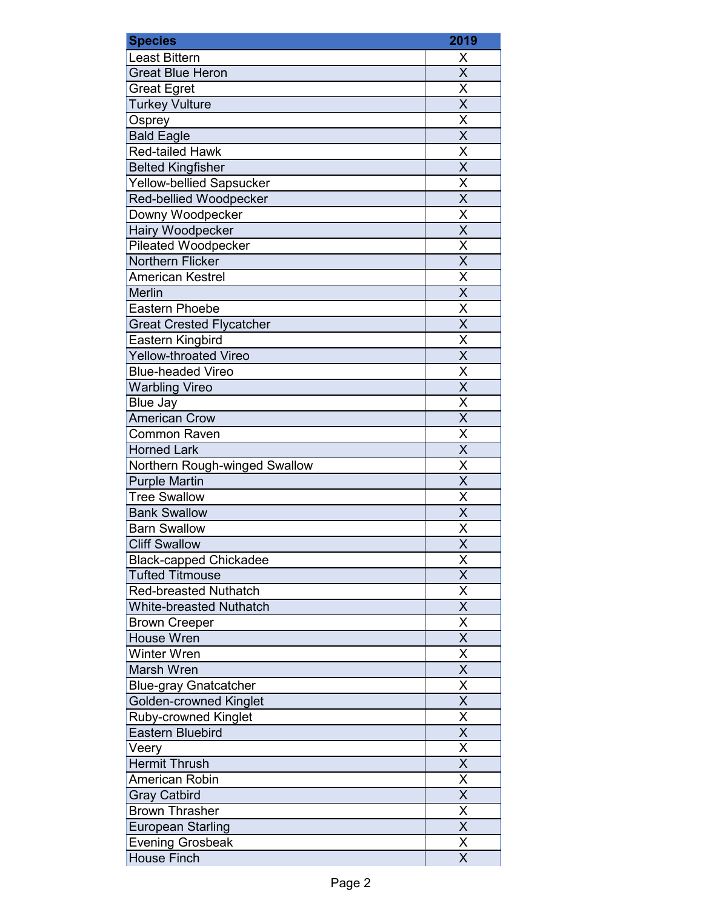| Species | 2019 |
| --- | --- |
| Least Bittern | X |
| Great Blue Heron | X |
| Great Egret | X |
| Turkey Vulture | X |
| Osprey | X |
| Bald Eagle | X |
| Red-tailed Hawk | X |
| Belted Kingfisher | X |
| Yellow-bellied Sapsucker | X |
| Red-bellied Woodpecker | X |
| Downy Woodpecker | X |
| Hairy Woodpecker | X |
| Pileated Woodpecker | X |
| Northern Flicker | X |
| American Kestrel | X |
| Merlin | X |
| Eastern Phoebe | X |
| Great Crested Flycatcher | X |
| Eastern Kingbird | X |
| Yellow-throated Vireo | X |
| Blue-headed Vireo | X |
| Warbling Vireo | X |
| Blue Jay | X |
| American Crow | X |
| Common Raven | X |
| Horned Lark | X |
| Northern Rough-winged Swallow | X |
| Purple Martin | X |
| Tree Swallow | X |
| Bank Swallow | X |
| Barn Swallow | X |
| Cliff Swallow | X |
| Black-capped Chickadee | X |
| Tufted Titmouse | X |
| Red-breasted Nuthatch | X |
| White-breasted Nuthatch | X |
| Brown Creeper | X |
| House Wren | X |
| Winter Wren | X |
| Marsh Wren | X |
| Blue-gray Gnatcatcher | X |
| Golden-crowned Kinglet | X |
| Ruby-crowned Kinglet | X |
| Eastern Bluebird | X |
| Veery | X |
| Hermit Thrush | X |
| American Robin | X |
| Gray Catbird | X |
| Brown Thrasher | X |
| European Starling | X |
| Evening Grosbeak | X |
| House Finch | X |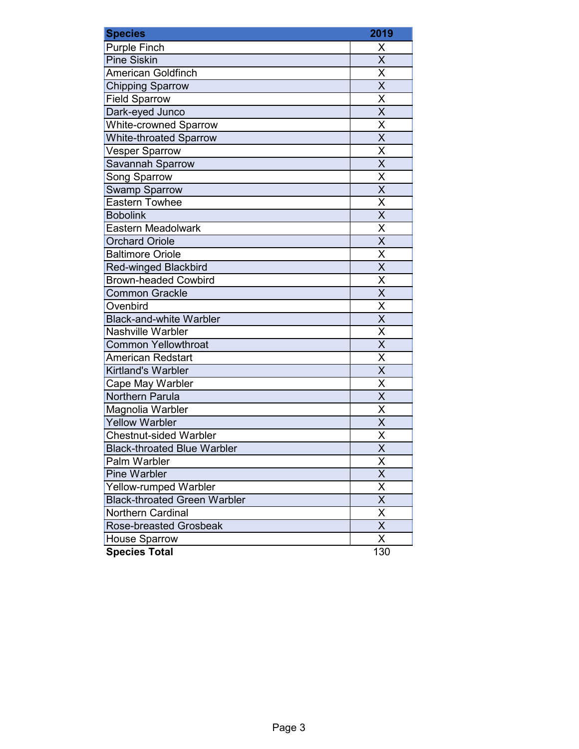| Species | 2019 |
|---|---|
| Purple Finch | X |
| Pine Siskin | X |
| American Goldfinch | X |
| Chipping Sparrow | X |
| Field Sparrow | X |
| Dark-eyed Junco | X |
| White-crowned Sparrow | X |
| White-throated Sparrow | X |
| Vesper Sparrow | X |
| Savannah Sparrow | X |
| Song Sparrow | X |
| Swamp Sparrow | X |
| Eastern Towhee | X |
| Bobolink | X |
| Eastern Meadolwark | X |
| Orchard Oriole | X |
| Baltimore Oriole | X |
| Red-winged Blackbird | X |
| Brown-headed Cowbird | X |
| Common Grackle | X |
| Ovenbird | X |
| Black-and-white Warbler | X |
| Nashville Warbler | X |
| Common Yellowthroat | X |
| American Redstart | X |
| Kirtland's Warbler | X |
| Cape May Warbler | X |
| Northern Parula | X |
| Magnolia Warbler | X |
| Yellow Warbler | X |
| Chestnut-sided Warbler | X |
| Black-throated Blue Warbler | X |
| Palm Warbler | X |
| Pine Warbler | X |
| Yellow-rumped Warbler | X |
| Black-throated Green Warbler | X |
| Northern Cardinal | X |
| Rose-breasted Grosbeak | X |
| House Sparrow | X |
| **Species Total** | 130 |